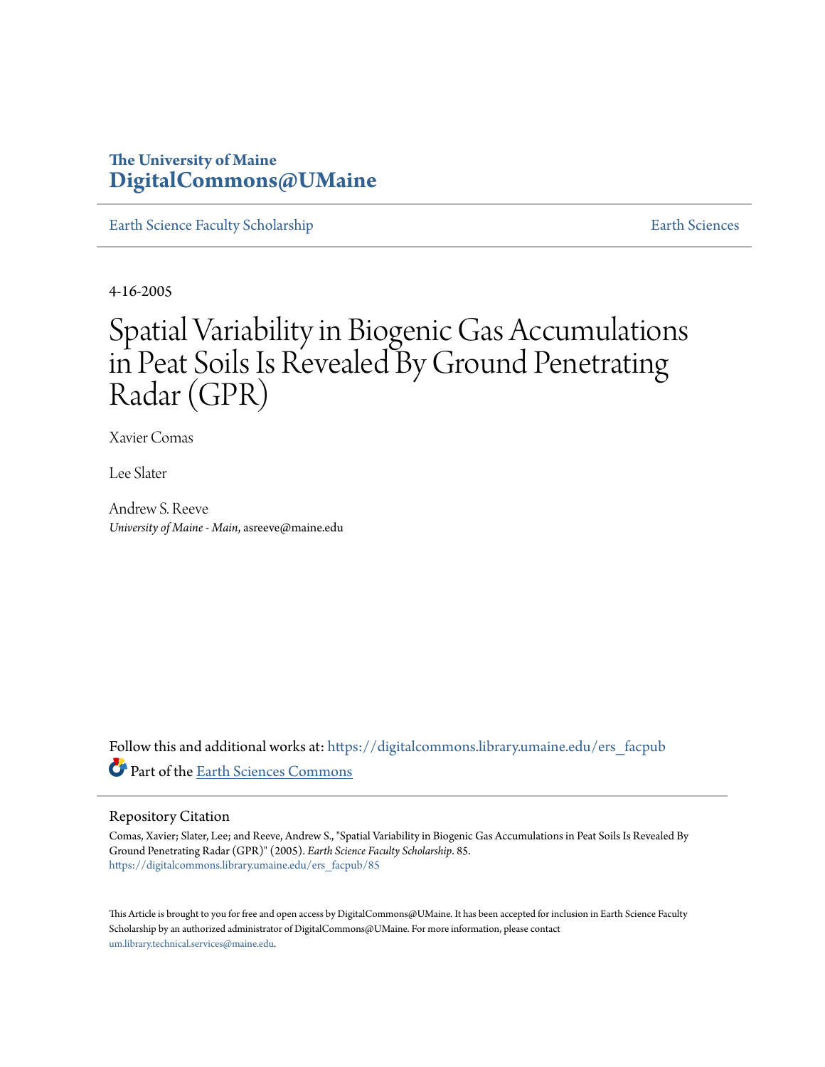The University of Maine
**DigitalCommons@UMaine**

Earth Science Faculty Scholarship | Earth Sciences

4-16-2005

# Spatial Variability in Biogenic Gas Accumulations in Peat Soils Is Revealed By Ground Penetrating Radar (GPR)

Xavier Comas

Lee Slater

Andrew S. Reeve
*University of Maine - Main*, asreeve@maine.edu

Follow this and additional works at: https://digitalcommons.library.umaine.edu/ers_facpub

Part of the Earth Sciences Commons

## Repository Citation

Comas, Xavier; Slater, Lee; and Reeve, Andrew S., "Spatial Variability in Biogenic Gas Accumulations in Peat Soils Is Revealed By Ground Penetrating Radar (GPR)" (2005). *Earth Science Faculty Scholarship*. 85.
https://digitalcommons.library.umaine.edu/ers_facpub/85

This Article is brought to you for free and open access by DigitalCommons@UMaine. It has been accepted for inclusion in Earth Science Faculty Scholarship by an authorized administrator of DigitalCommons@UMaine. For more information, please contact um.library.technical.services@maine.edu.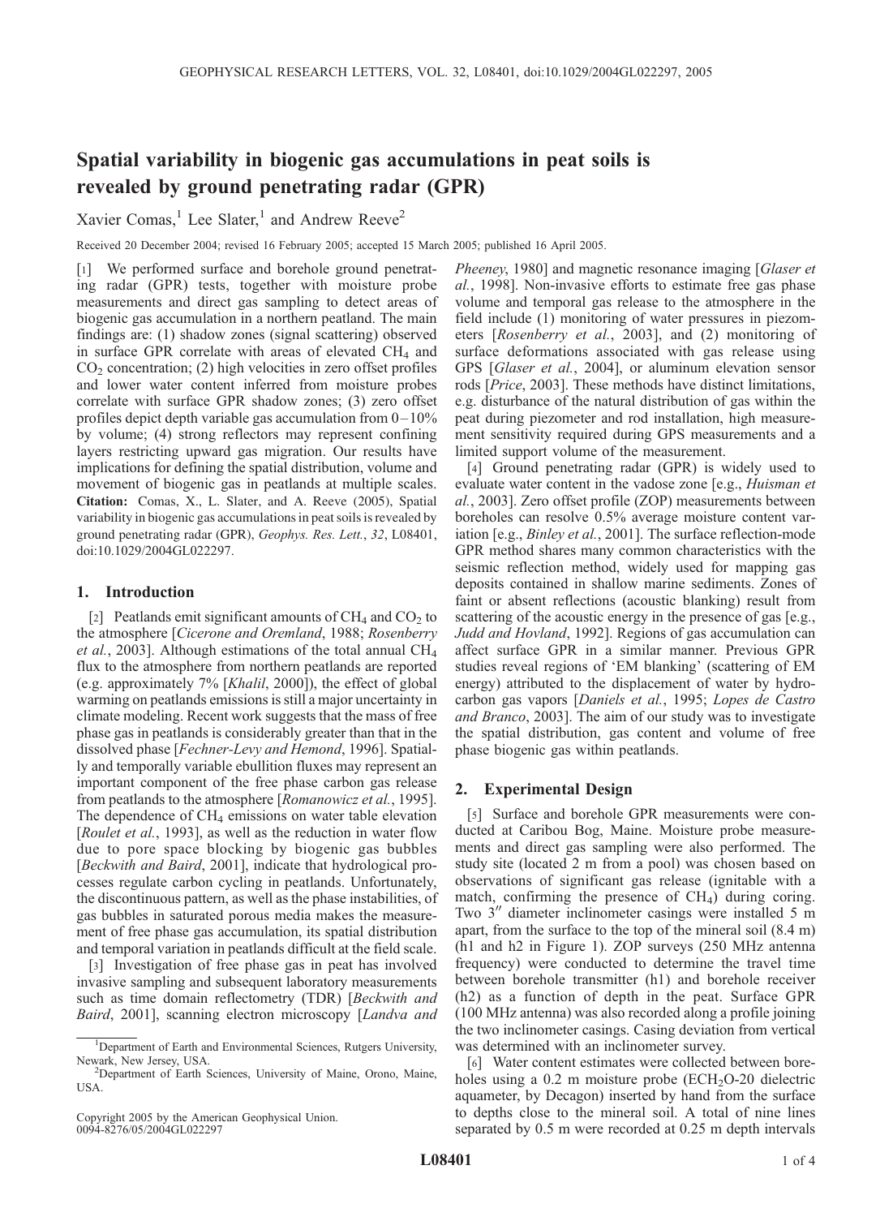# Spatial variability in biogenic gas accumulations in peat soils is revealed by ground penetrating radar (GPR)

Xavier Comas,[1] Lee Slater,[1] and Andrew Reeve[2]

Received 20 December 2004; revised 16 February 2005; accepted 15 March 2005; published 16 April 2005.

[1] We performed surface and borehole ground penetrating radar (GPR) tests, together with moisture probe measurements and direct gas sampling to detect areas of biogenic gas accumulation in a northern peatland. The main findings are: (1) shadow zones (signal scattering) observed in surface GPR correlate with areas of elevated $CH_4$ and $CO_2$ concentration; (2) high velocities in zero offset profiles and lower water content inferred from moisture probes correlate with surface GPR shadow zones; (3) zero offset profiles depict depth variable gas accumulation from 0–10% by volume; (4) strong reflectors may represent confining layers restricting upward gas migration. Our results have implications for defining the spatial distribution, volume and movement of biogenic gas in peatlands at multiple scales. **Citation:** Comas, X., L. Slater, and A. Reeve (2005), Spatial variability in biogenic gas accumulations in peat soils is revealed by ground penetrating radar (GPR), *Geophys. Res. Lett.*, *32*, L08401, doi:10.1029/2004GL022297.

## 1. Introduction

[2] Peatlands emit significant amounts of $CH_4$ and $CO_2$ to the atmosphere [*Cicerone and Oremland*, 1988; *Rosenberry et al.*, 2003]. Although estimations of the total annual $CH_4$ flux to the atmosphere from northern peatlands are reported (e.g. approximately 7% [*Khalil*, 2000]), the effect of global warming on peatlands emissions is still a major uncertainty in climate modeling. Recent work suggests that the mass of free phase gas in peatlands is considerably greater than that in the dissolved phase [*Fechner-Levy and Hemond*, 1996]. Spatially and temporally variable ebullition fluxes may represent an important component of the free phase carbon gas release from peatlands to the atmosphere [*Romanowicz et al.*, 1995]. The dependence of $CH_4$ emissions on water table elevation [*Roulet et al.*, 1993], as well as the reduction in water flow due to pore space blocking by biogenic gas bubbles [*Beckwith and Baird*, 2001], indicate that hydrological processes regulate carbon cycling in peatlands. Unfortunately, the discontinuous pattern, as well as the phase instabilities, of gas bubbles in saturated porous media makes the measurement of free phase gas accumulation, its spatial distribution and temporal variation in peatlands difficult at the field scale.

[3] Investigation of free phase gas in peat has involved invasive sampling and subsequent laboratory measurements such as time domain reflectometry (TDR) [*Beckwith and Baird*, 2001], scanning electron microscopy [*Landva and Pheeney*, 1980] and magnetic resonance imaging [*Glaser et al.*, 1998]. Non-invasive efforts to estimate free gas phase volume and temporal gas release to the atmosphere in the field include (1) monitoring of water pressures in piezometers [*Rosenberry et al.*, 2003], and (2) monitoring of surface deformations associated with gas release using GPS [*Glaser et al.*, 2004], or aluminum elevation sensor rods [*Price*, 2003]. These methods have distinct limitations, e.g. disturbance of the natural distribution of gas within the peat during piezometer and rod installation, high measurement sensitivity required during GPS measurements and a limited support volume of the measurement.

[4] Ground penetrating radar (GPR) is widely used to evaluate water content in the vadose zone [e.g., *Huisman et al.*, 2003]. Zero offset profile (ZOP) measurements between boreholes can resolve 0.5% average moisture content variation [e.g., *Binley et al.*, 2001]. The surface reflection-mode GPR method shares many common characteristics with the seismic reflection method, widely used for mapping gas deposits contained in shallow marine sediments. Zones of faint or absent reflections (acoustic blanking) result from scattering of the acoustic energy in the presence of gas [e.g., *Judd and Hovland*, 1992]. Regions of gas accumulation can affect surface GPR in a similar manner. Previous GPR studies reveal regions of 'EM blanking' (scattering of EM energy) attributed to the displacement of water by hydrocarbon gas vapors [*Daniels et al.*, 1995; *Lopes de Castro and Branco*, 2003]. The aim of our study was to investigate the spatial distribution, gas content and volume of free phase biogenic gas within peatlands.

## 2. Experimental Design

[5] Surface and borehole GPR measurements were conducted at Caribou Bog, Maine. Moisture probe measurements and direct gas sampling were also performed. The study site (located 2 m from a pool) was chosen based on observations of significant gas release (ignitable with a match, confirming the presence of $CH_4$) during coring. Two 3″ diameter inclinometer casings were installed 5 m apart, from the surface to the top of the mineral soil (8.4 m) (h1 and h2 in Figure 1). ZOP surveys (250 MHz antenna frequency) were conducted to determine the travel time between borehole transmitter (h1) and borehole receiver (h2) as a function of depth in the peat. Surface GPR (100 MHz antenna) was also recorded along a profile joining the two inclinometer casings. Casing deviation from vertical was determined with an inclinometer survey.

[6] Water content estimates were collected between boreholes using a 0.2 m moisture probe ($ECH_2O$-20 dielectric aquameter, by Decagon) inserted by hand from the surface to depths close to the mineral soil. A total of nine lines separated by 0.5 m were recorded at 0.25 m depth intervals

[1] Department of Earth and Environmental Sciences, Rutgers University, Newark, New Jersey, USA.

[2] Department of Earth Sciences, University of Maine, Orono, Maine, USA.

Copyright 2005 by the American Geophysical Union.
0094-8276/05/2004GL022297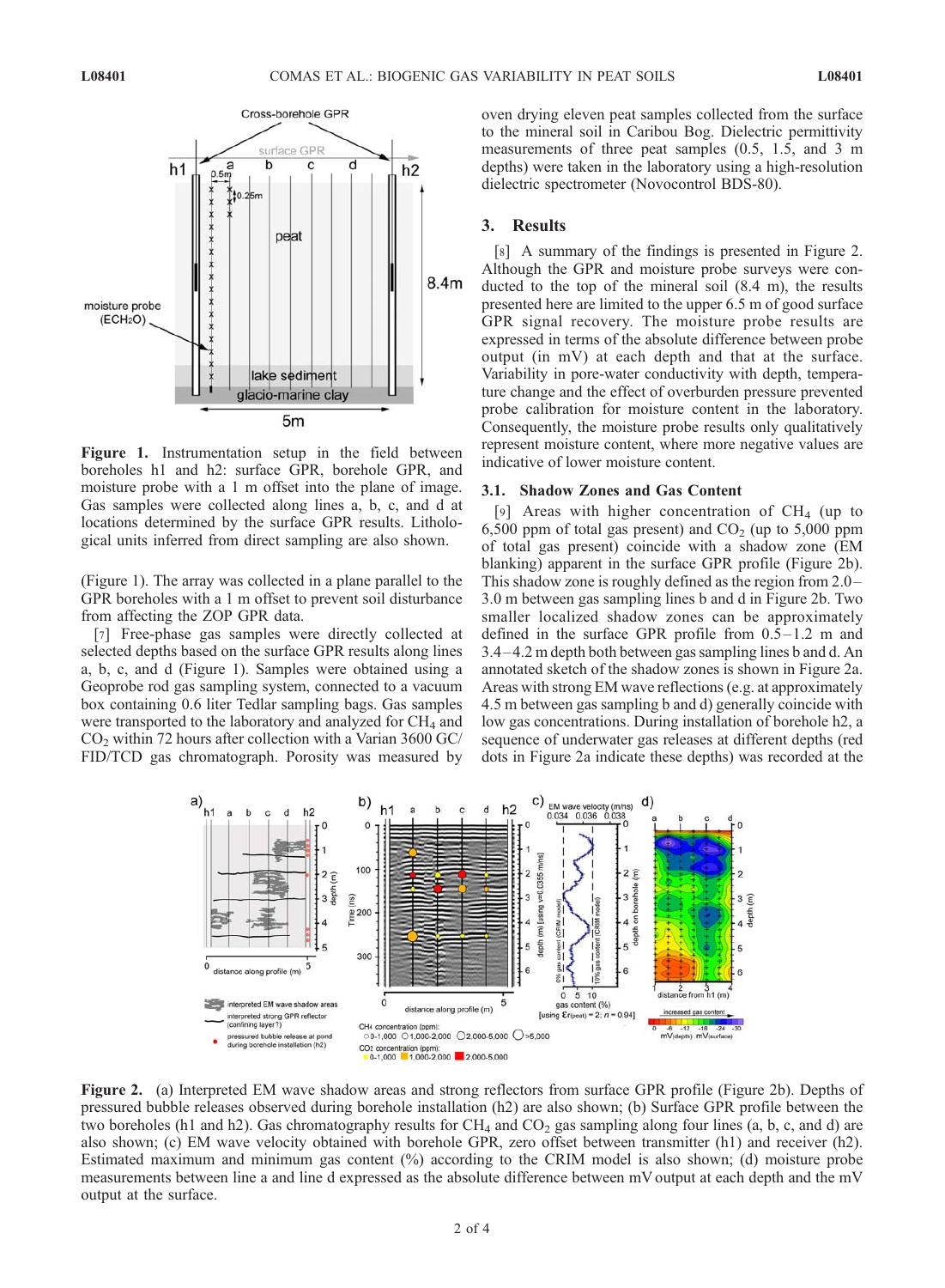Figure 1. Instrumentation setup in the field between boreholes h1 and h2: surface GPR, borehole GPR, and moisture probe with a 1 m offset into the plane of image. Gas samples were collected along lines a, b, c, and d at locations determined by the surface GPR results. Lithological units inferred from direct sampling are also shown.

(Figure 1). The array was collected in a plane parallel to the GPR boreholes with a 1 m offset to prevent soil disturbance from affecting the ZOP GPR data.

[7] Free-phase gas samples were directly collected at selected depths based on the surface GPR results along lines a, b, c, and d (Figure 1). Samples were obtained using a Geoprobe rod gas sampling system, connected to a vacuum box containing 0.6 liter Tedlar sampling bags. Gas samples were transported to the laboratory and analyzed for $CH_4$ and $CO_2$ within 72 hours after collection with a Varian 3600 GC/FID/TCD gas chromatograph. Porosity was measured by oven drying eleven peat samples collected from the surface to the mineral soil in Caribou Bog. Dielectric permittivity measurements of three peat samples (0.5, 1.5, and 3 m depths) were taken in the laboratory using a high-resolution dielectric spectrometer (Novocontrol BDS-80).

## 3. Results

[8] A summary of the findings is presented in Figure 2. Although the GPR and moisture probe surveys were conducted to the top of the mineral soil (8.4 m), the results presented here are limited to the upper 6.5 m of good surface GPR signal recovery. The moisture probe results are expressed in terms of the absolute difference between probe output (in mV) at each depth and that at the surface. Variability in pore-water conductivity with depth, temperature change and the effect of overburden pressure prevented probe calibration for moisture content in the laboratory. Consequently, the moisture probe results only qualitatively represent moisture content, where more negative values are indicative of lower moisture content.

### 3.1. Shadow Zones and Gas Content

[9] Areas with higher concentration of $CH_4$ (up to 6,500 ppm of total gas present) and $CO_2$ (up to 5,000 ppm of total gas present) coincide with a shadow zone (EM blanking) apparent in the surface GPR profile (Figure 2b). This shadow zone is roughly defined as the region from 2.0–3.0 m between gas sampling lines b and d in Figure 2b. Two smaller localized shadow zones can be approximately defined in the surface GPR profile from 0.5–1.2 m and 3.4–4.2 m depth both between gas sampling lines b and d. An annotated sketch of the shadow zones is shown in Figure 2a. Areas with strong EM wave reflections (e.g. at approximately 4.5 m between gas sampling b and d) generally coincide with low gas concentrations. During installation of borehole h2, a sequence of underwater gas releases at different depths (red dots in Figure 2a indicate these depths) was recorded at the

Figure 2. (a) Interpreted EM wave shadow areas and strong reflectors from surface GPR profile (Figure 2b). Depths of pressured bubble releases observed during borehole installation (h2) are also shown; (b) Surface GPR profile between the two boreholes (h1 and h2). Gas chromatography results for $CH_4$ and $CO_2$ gas sampling along four lines (a, b, c, and d) are also shown; (c) EM wave velocity obtained with borehole GPR, zero offset between transmitter (h1) and receiver (h2). Estimated maximum and minimum gas content (%) according to the CRIM model is also shown; (d) moisture probe measurements between line a and line d expressed as the absolute difference between mV output at each depth and the mV output at the surface.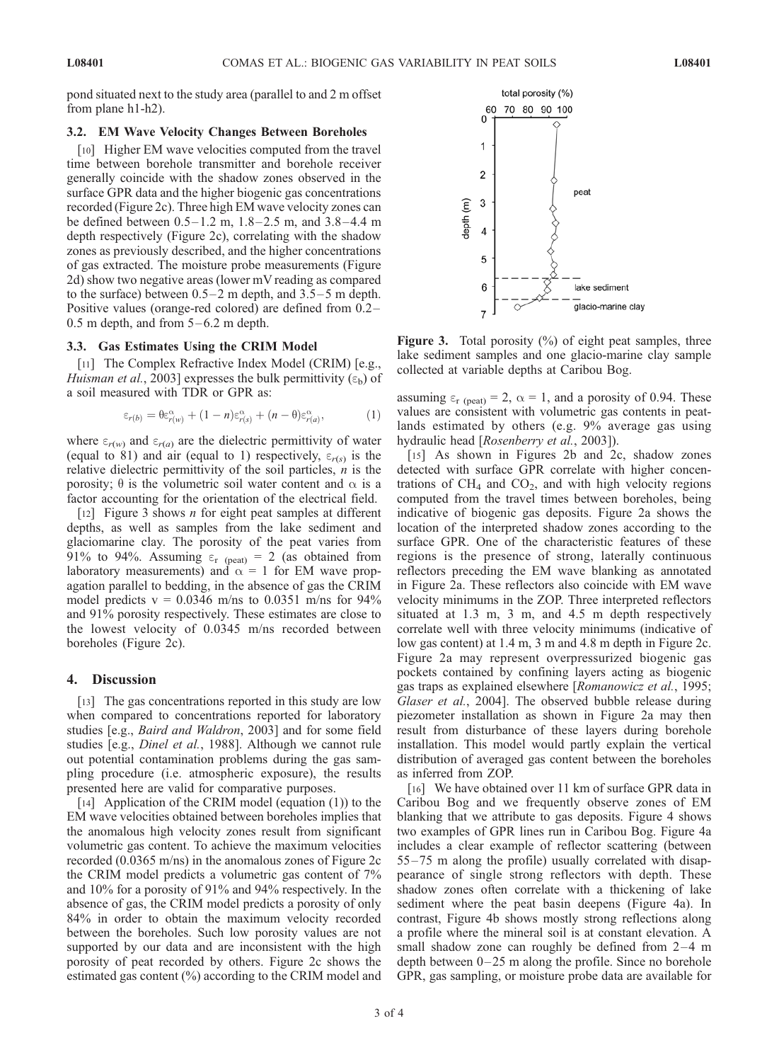pond situated next to the study area (parallel to and 2 m offset from plane h1-h2).

### 3.2. EM Wave Velocity Changes Between Boreholes

[10] Higher EM wave velocities computed from the travel time between borehole transmitter and borehole receiver generally coincide with the shadow zones observed in the surface GPR data and the higher biogenic gas concentrations recorded (Figure 2c). Three high EM wave velocity zones can be defined between 0.5–1.2 m, 1.8–2.5 m, and 3.8–4.4 m depth respectively (Figure 2c), correlating with the shadow zones as previously described, and the higher concentrations of gas extracted. The moisture probe measurements (Figure 2d) show two negative areas (lower mV reading as compared to the surface) between 0.5–2 m depth, and 3.5–5 m depth. Positive values (orange-red colored) are defined from 0.2–0.5 m depth, and from 5–6.2 m depth.

### 3.3. Gas Estimates Using the CRIM Model

[11] The Complex Refractive Index Model (CRIM) [e.g., *Huisman et al.*, 2003] expresses the bulk permittivity ($\varepsilon_b$) of a soil measured with TDR or GPR as:

$$\varepsilon_{r(b)} = \theta\varepsilon_{r(w)}^{\alpha} + (1-n)\varepsilon_{r(s)}^{\alpha} + (n-\theta)\varepsilon_{r(a)}^{\alpha}, \quad (1)$$

where $\varepsilon_{r(w)}$ and $\varepsilon_{r(a)}$ are the dielectric permittivity of water (equal to 81) and air (equal to 1) respectively, $\varepsilon_{r(s)}$ is the relative dielectric permittivity of the soil particles, $n$ is the porosity; $\theta$ is the volumetric soil water content and $\alpha$ is a factor accounting for the orientation of the electrical field.

[12] Figure 3 shows $n$ for eight peat samples at different depths, as well as samples from the lake sediment and glaciomarine clay. The porosity of the peat varies from 91% to 94%. Assuming $\varepsilon_{r\ (peat)} = 2$ (as obtained from laboratory measurements) and $\alpha = 1$ for EM wave propagation parallel to bedding, in the absence of gas the CRIM model predicts v = 0.0346 m/ns to 0.0351 m/ns for 94% and 91% porosity respectively. These estimates are close to the lowest velocity of 0.0345 m/ns recorded between boreholes (Figure 2c).

## 4. Discussion

[13] The gas concentrations reported in this study are low when compared to concentrations reported for laboratory studies [e.g., *Baird and Waldron*, 2003] and for some field studies [e.g., *Dinel et al.*, 1988]. Although we cannot rule out potential contamination problems during the gas sampling procedure (i.e. atmospheric exposure), the results presented here are valid for comparative purposes.

[14] Application of the CRIM model (equation (1)) to the EM wave velocities obtained between boreholes implies that the anomalous high velocity zones result from significant volumetric gas content. To achieve the maximum velocities recorded (0.0365 m/ns) in the anomalous zones of Figure 2c the CRIM model predicts a volumetric gas content of 7% and 10% for a porosity of 91% and 94% respectively. In the absence of gas, the CRIM model predicts a porosity of only 84% in order to obtain the maximum velocity recorded between the boreholes. Such low porosity values are not supported by our data and are inconsistent with the high porosity of peat recorded by others. Figure 2c shows the estimated gas content (%) according to the CRIM model and assuming $\varepsilon_{r\ (peat)} = 2$, $\alpha = 1$, and a porosity of 0.94. These values are consistent with volumetric gas contents in peatlands estimated by others (e.g. 9% average gas using hydraulic head [*Rosenberry et al.*, 2003]).

[15] As shown in Figures 2b and 2c, shadow zones detected with surface GPR correlate with higher concentrations of $CH_4$ and $CO_2$, and with high velocity regions computed from the travel times between boreholes, being indicative of biogenic gas deposits. Figure 2a shows the location of the interpreted shadow zones according to the surface GPR. One of the characteristic features of these regions is the presence of strong, laterally continuous reflectors preceding the EM wave blanking as annotated in Figure 2a. These reflectors also coincide with EM wave velocity minimums in the ZOP. Three interpreted reflectors situated at 1.3 m, 3 m, and 4.5 m depth respectively correlate well with three velocity minimums (indicative of low gas content) at 1.4 m, 3 m and 4.8 m depth in Figure 2c. Figure 2a may represent overpressurized biogenic gas pockets contained by confining layers acting as biogenic gas traps as explained elsewhere [*Romanowicz et al.*, 1995; *Glaser et al.*, 2004]. The observed bubble release during piezometer installation as shown in Figure 2a may then result from disturbance of these layers during borehole installation. This model would partly explain the vertical distribution of averaged gas content between the boreholes as inferred from ZOP.

[16] We have obtained over 11 km of surface GPR data in Caribou Bog and we frequently observe zones of EM blanking that we attribute to gas deposits. Figure 4 shows two examples of GPR lines run in Caribou Bog. Figure 4a includes a clear example of reflector scattering (between 55–75 m along the profile) usually correlated with disappearance of single strong reflectors with depth. These shadow zones often correlate with a thickening of lake sediment where the peat basin deepens (Figure 4a). In contrast, Figure 4b shows mostly strong reflections along a profile where the mineral soil is at constant elevation. A small shadow zone can roughly be defined from 2–4 m depth between 0–25 m along the profile. Since no borehole GPR, gas sampling, or moisture probe data are available for

**Figure 3.** Total porosity (%) of eight peat samples, three lake sediment samples and one glacio-marine clay sample collected at variable depths at Caribou Bog.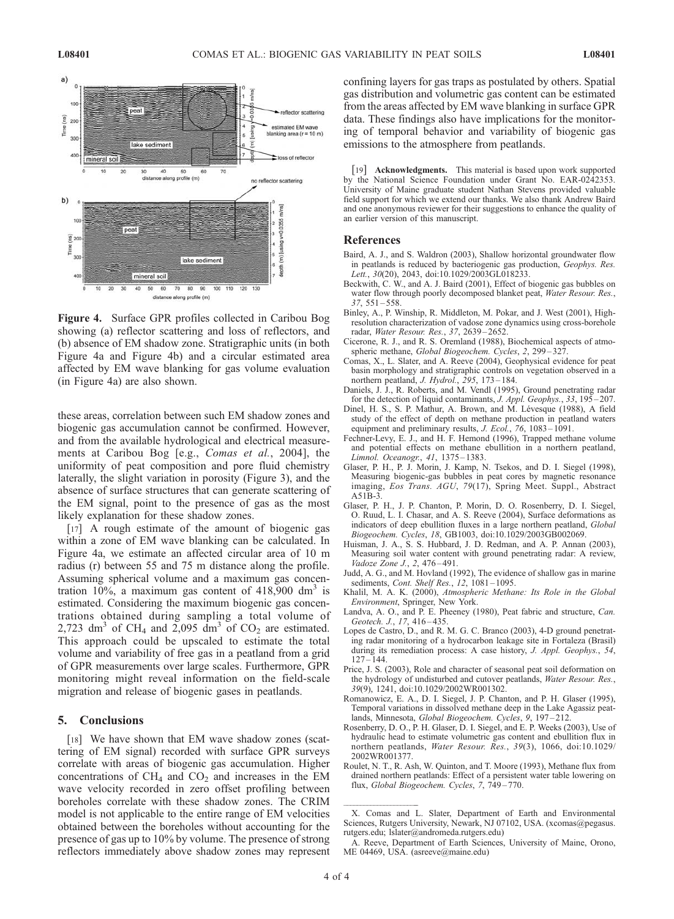a)

Time (ns) 0 100 200 300 400

peat

lake sediment

mineral soil

0 10 20 30 40 50 60 70

distance along profile (m)

depth (m) [using v=0.0355 m/ns] 0 1 2 3 4 5 6 7

reflector scattering

estimated EM wave blanking area (r = 10 m)

loss of reflector

no reflector scattering

b)

Time (ns) 0 100 200 300 400

peat

lake sediment

mineral soil

0 10 20 30 40 50 60 70 80 90 100 110 120 130

distance along profile (m)

depth (m) [using v=0.0355 m/ns] 0 1 2 3 4 5 6 7

**Figure 4.** Surface GPR profiles collected in Caribou Bog showing (a) reflector scattering and loss of reflectors, and (b) absence of EM shadow zone. Stratigraphic units (in both Figure 4a and Figure 4b) and a circular estimated area affected by EM wave blanking for gas volume evaluation (in Figure 4a) are also shown.

these areas, correlation between such EM shadow zones and biogenic gas accumulation cannot be confirmed. However, and from the available hydrological and electrical measurements at Caribou Bog [e.g., *Comas et al.*, 2004], the uniformity of peat composition and pore fluid chemistry laterally, the slight variation in porosity (Figure 3), and the absence of surface structures that can generate scattering of the EM signal, point to the presence of gas as the most likely explanation for these shadow zones.

[17] A rough estimate of the amount of biogenic gas within a zone of EM wave blanking can be calculated. In Figure 4a, we estimate an affected circular area of 10 m radius (r) between 55 and 75 m distance along the profile. Assuming spherical volume and a maximum gas concentration 10%, a maximum gas content of 418,900 $dm^3$ is estimated. Considering the maximum biogenic gas concentrations obtained during sampling a total volume of 2,723 $dm^3$ of $CH_4$ and 2,095 $dm^3$ of $CO_2$ are estimated. This approach could be upscaled to estimate the total volume and variability of free gas in a peatland from a grid of GPR measurements over large scales. Furthermore, GPR monitoring might reveal information on the field-scale migration and release of biogenic gases in peatlands.

## 5. Conclusions

[18] We have shown that EM wave shadow zones (scattering of EM signal) recorded with surface GPR surveys correlate with areas of biogenic gas accumulation. Higher concentrations of $CH_4$ and $CO_2$ and increases in the EM wave velocity recorded in zero offset profiling between boreholes correlate with these shadow zones. The CRIM model is not applicable to the entire range of EM velocities obtained between the boreholes without accounting for the presence of gas up to 10% by volume. The presence of strong reflectors immediately above shadow zones may represent confining layers for gas traps as postulated by others. Spatial gas distribution and volumetric gas content can be estimated from the areas affected by EM wave blanking in surface GPR data. These findings also have implications for the monitoring of temporal behavior and variability of biogenic gas emissions to the atmosphere from peatlands.

[19] **Acknowledgments.** This material is based upon work supported by the National Science Foundation under Grant No. EAR-0242353. University of Maine graduate student Nathan Stevens provided valuable field support for which we extend our thanks. We also thank Andrew Baird and one anonymous reviewer for their suggestions to enhance the quality of an earlier version of this manuscript.

## References

Baird, A. J., and S. Waldron (2003), Shallow horizontal groundwater flow in peatlands is reduced by bacteriogenic gas production, *Geophys. Res. Lett.*, *30*(20), 2043, doi:10.1029/2003GL018233.

Beckwith, C. W., and A. J. Baird (2001), Effect of biogenic gas bubbles on water flow through poorly decomposed blanket peat, *Water Resour. Res.*, *37*, 551–558.

Binley, A., P. Winship, R. Middleton, M. Pokar, and J. West (2001), High-resolution characterization of vadose zone dynamics using cross-borehole radar, *Water Resour. Res.*, *37*, 2639–2652.

Cicerone, R. J., and R. S. Oremland (1988), Biochemical aspects of atmospheric methane, *Global Biogeochem. Cycles*, *2*, 299–327.

Comas, X., L. Slater, and A. Reeve (2004), Geophysical evidence for peat basin morphology and stratigraphic controls on vegetation observed in a northern peatland, *J. Hydrol.*, *295*, 173–184.

Daniels, J. J., R. Roberts, and M. Vendl (1995), Ground penetrating radar for the detection of liquid contaminants, *J. Appl. Geophys.*, *33*, 195–207.

Dinel, H. S., S. P. Mathur, A. Brown, and M. Lévesque (1988), A field study of the effect of depth on methane production in peatland waters equipment and preliminary results, *J. Ecol.*, *76*, 1083–1091.

Fechner-Levy, E. J., and H. F. Hemond (1996), Trapped methane volume and potential effects on methane ebullition in a northern peatland, *Limnol. Oceanogr.*, *41*, 1375–1383.

Glaser, P. H., P. J. Morin, J. Kamp, N. Tsekos, and D. I. Siegel (1998), Measuring biogenic-gas bubbles in peat cores by magnetic resonance imaging, *Eos Trans. AGU*, *79*(17), Spring Meet. Suppl., Abstract A51B-3.

Glaser, P. H., J. P. Chanton, P. Morin, D. O. Rosenberry, D. I. Siegel, O. Ruud, L. I. Chasar, and A. S. Reeve (2004), Surface deformations as indicators of deep ebullition fluxes in a large northern peatland, *Global Biogeochem. Cycles*, *18*, GB1003, doi:10.1029/2003GB002069.

Huisman, J. A., S. S. Hubbard, J. D. Redman, and A. P. Annan (2003), Measuring soil water content with ground penetrating radar: A review, *Vadoze Zone J.*, *2*, 476–491.

Judd, A. G., and M. Hovland (1992), The evidence of shallow gas in marine sediments, *Cont. Shelf Res.*, *12*, 1081–1095.

Khalil, M. A. K. (2000), *Atmospheric Methane: Its Role in the Global Environment*, Springer, New York.

Landva, A. O., and P. E. Pheeney (1980), Peat fabric and structure, *Can. Geotech. J.*, *17*, 416–435.

Lopes de Castro, D., and R. M. G. C. Branco (2003), 4-D ground penetrating radar monitoring of a hydrocarbon leakage site in Fortaleza (Brasil) during its remediation process: A case history, *J. Appl. Geophys.*, *54*, 127–144.

Price, J. S. (2003), Role and character of seasonal peat soil deformation on the hydrology of undisturbed and cutover peatlands, *Water Resour. Res.*, *39*(9), 1241, doi:10.1029/2002WR001302.

Romanowicz, E. A., D. I. Siegel, J. P. Chanton, and P. H. Glaser (1995), Temporal variations in dissolved methane deep in the Lake Agassiz peatlands, Minnesota, *Global Biogeochem. Cycles*, *9*, 197–212.

Rosenberry, D. O., P. H. Glaser, D. I. Siegel, and E. P. Weeks (2003), Use of hydraulic head to estimate volumetric gas content and ebullition flux in northern peatlands, *Water Resour. Res.*, *39*(3), 1066, doi:10.1029/2002WR001377.

Roulet, N. T., R. Ash, W. Quinton, and T. Moore (1993), Methane flux from drained northern peatlands: Effect of a persistent water table lowering on flux, *Global Biogeochem. Cycles*, *7*, 749–770.

X. Comas and L. Slater, Department of Earth and Environmental Sciences, Rutgers University, Newark, NJ 07102, USA. (xcomas@pegasus.rutgers.edu; lslater@andromeda.rutgers.edu)

A. Reeve, Department of Earth Sciences, University of Maine, Orono, ME 04469, USA. (asreeve@maine.edu)